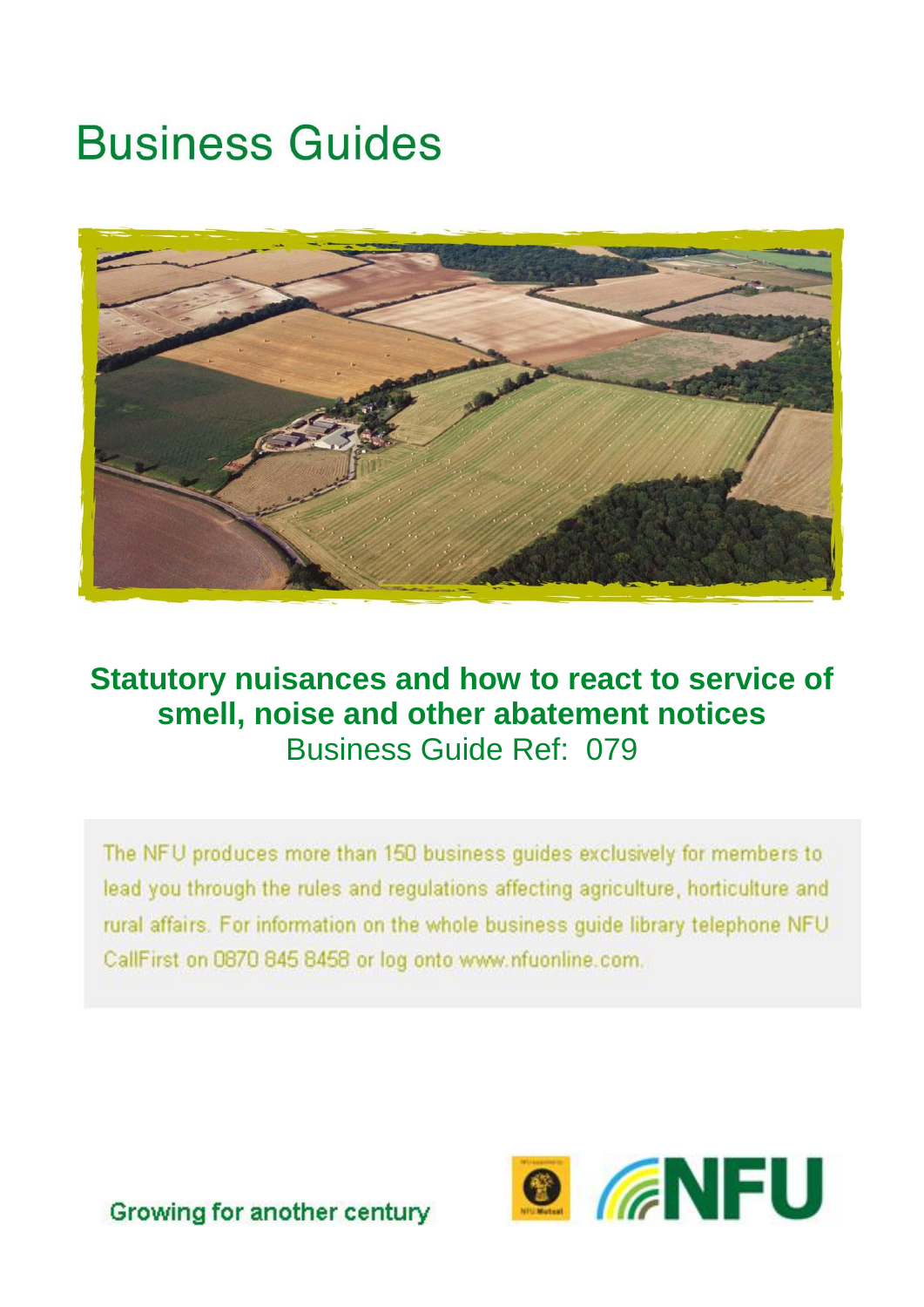# Business Guides

## Statutory nuisances and how to react to service of smell, noise and other abatement notices

Business Guide Ref: 079

The NFU produces more than 150 business guides exclusively for members to lead you through the rules and regulations affecting agriculture, horticulture and rural affairs. For information on the whole business guide library telephone NFU CallFirst on 0870 845 8458 or log onto www.nfuonline.com.

Growing for another century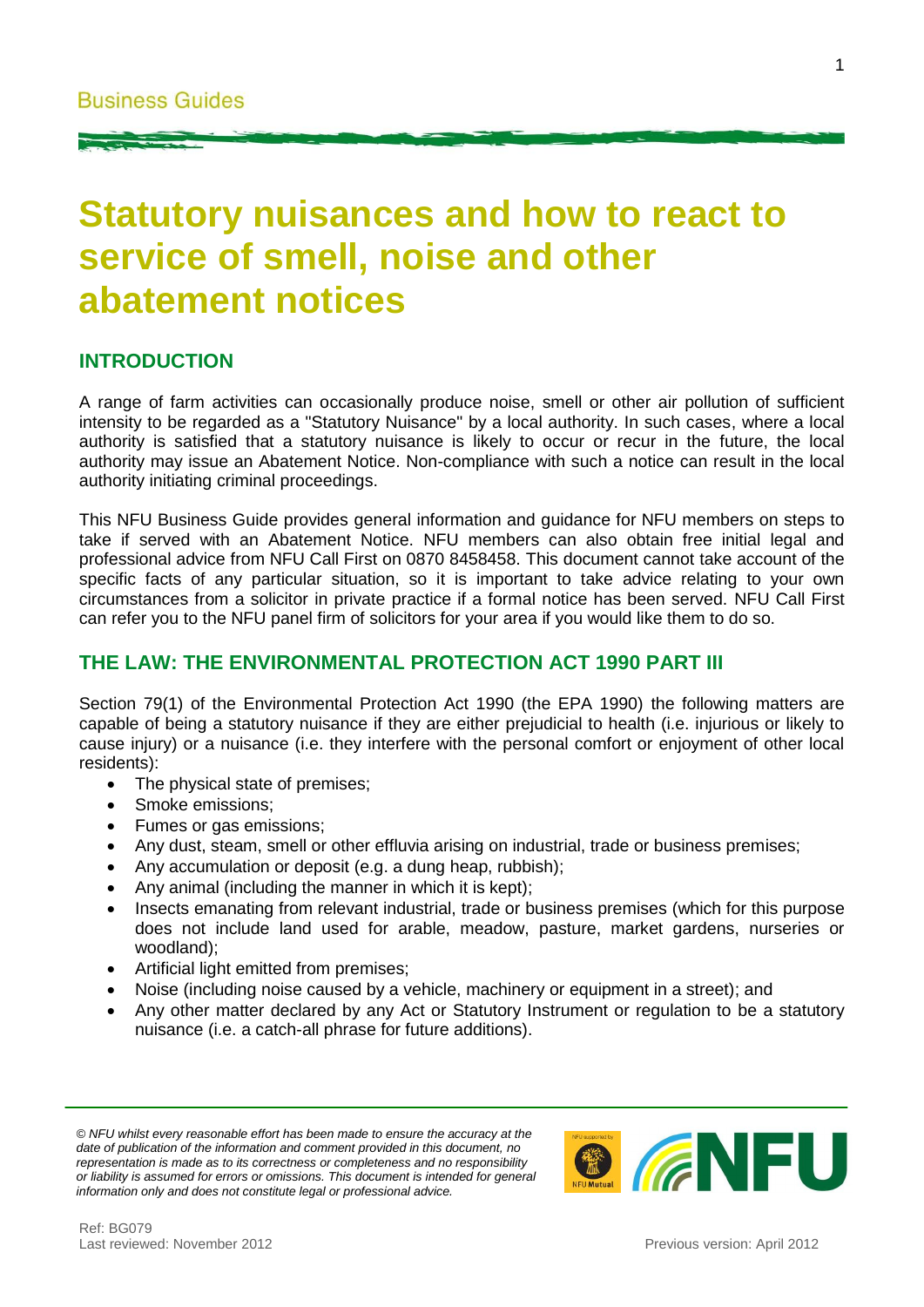Business Guides

# Statutory nuisances and how to react to service of smell, noise and other abatement notices

## INTRODUCTION

A range of farm activities can occasionally produce noise, smell or other air pollution of sufficient intensity to be regarded as a "Statutory Nuisance" by a local authority. In such cases, where a local authority is satisfied that a statutory nuisance is likely to occur or recur in the future, the local authority may issue an Abatement Notice. Non-compliance with such a notice can result in the local authority initiating criminal proceedings.

This NFU Business Guide provides general information and guidance for NFU members on steps to take if served with an Abatement Notice. NFU members can also obtain free initial legal and professional advice from NFU Call First on 0870 8458458. This document cannot take account of the specific facts of any particular situation, so it is important to take advice relating to your own circumstances from a solicitor in private practice if a formal notice has been served. NFU Call First can refer you to the NFU panel firm of solicitors for your area if you would like them to do so.

## THE LAW: THE ENVIRONMENTAL PROTECTION ACT 1990 PART III

Section 79(1) of the Environmental Protection Act 1990 (the EPA 1990) the following matters are capable of being a statutory nuisance if they are either prejudicial to health (i.e. injurious or likely to cause injury) or a nuisance (i.e. they interfere with the personal comfort or enjoyment of other local residents):

- The physical state of premises;
- Smoke emissions;
- Fumes or gas emissions;
- Any dust, steam, smell or other effluvia arising on industrial, trade or business premises;
- Any accumulation or deposit (e.g. a dung heap, rubbish);
- Any animal (including the manner in which it is kept);
- Insects emanating from relevant industrial, trade or business premises (which for this purpose does not include land used for arable, meadow, pasture, market gardens, nurseries or woodland);
- Artificial light emitted from premises;
- Noise (including noise caused by a vehicle, machinery or equipment in a street); and
- Any other matter declared by any Act or Statutory Instrument or regulation to be a statutory nuisance (i.e. a catch-all phrase for future additions).

*© NFU whilst every reasonable effort has been made to ensure the accuracy at the date of publication of the information and comment provided in this document, no representation is made as to its correctness or completeness and no responsibility or liability is assumed for errors or omissions. This document is intended for general information only and does not constitute legal or professional advice.*

Ref: BG079
Last reviewed: November 2012

Previous version: April 2012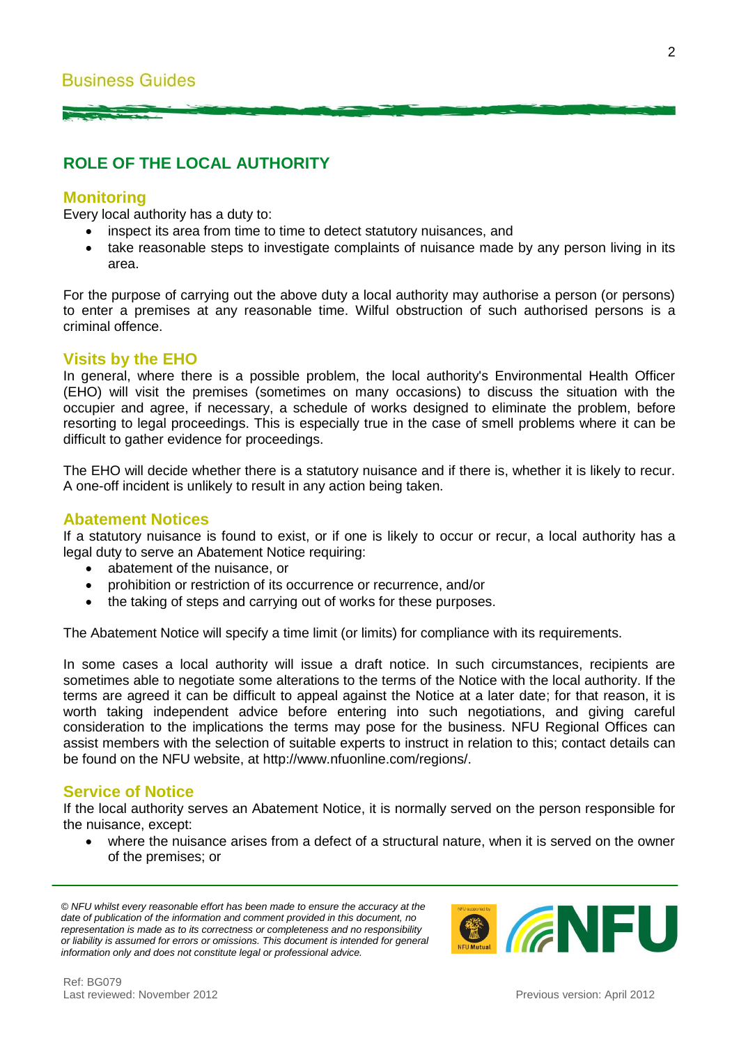## ROLE OF THE LOCAL AUTHORITY

### Monitoring

Every local authority has a duty to:

- inspect its area from time to time to detect statutory nuisances, and
- take reasonable steps to investigate complaints of nuisance made by any person living in its area.

For the purpose of carrying out the above duty a local authority may authorise a person (or persons) to enter a premises at any reasonable time. Wilful obstruction of such authorised persons is a criminal offence.

### Visits by the EHO

In general, where there is a possible problem, the local authority's Environmental Health Officer (EHO) will visit the premises (sometimes on many occasions) to discuss the situation with the occupier and agree, if necessary, a schedule of works designed to eliminate the problem, before resorting to legal proceedings. This is especially true in the case of smell problems where it can be difficult to gather evidence for proceedings.

The EHO will decide whether there is a statutory nuisance and if there is, whether it is likely to recur. A one-off incident is unlikely to result in any action being taken.

### Abatement Notices

If a statutory nuisance is found to exist, or if one is likely to occur or recur, a local authority has a legal duty to serve an Abatement Notice requiring:

- abatement of the nuisance, or
- prohibition or restriction of its occurrence or recurrence, and/or
- the taking of steps and carrying out of works for these purposes.

The Abatement Notice will specify a time limit (or limits) for compliance with its requirements.

In some cases a local authority will issue a draft notice. In such circumstances, recipients are sometimes able to negotiate some alterations to the terms of the Notice with the local authority. If the terms are agreed it can be difficult to appeal against the Notice at a later date; for that reason, it is worth taking independent advice before entering into such negotiations, and giving careful consideration to the implications the terms may pose for the business. NFU Regional Offices can assist members with the selection of suitable experts to instruct in relation to this; contact details can be found on the NFU website, at http://www.nfuonline.com/regions/.

### Service of Notice

If the local authority serves an Abatement Notice, it is normally served on the person responsible for the nuisance, except:

- where the nuisance arises from a defect of a structural nature, when it is served on the owner of the premises; or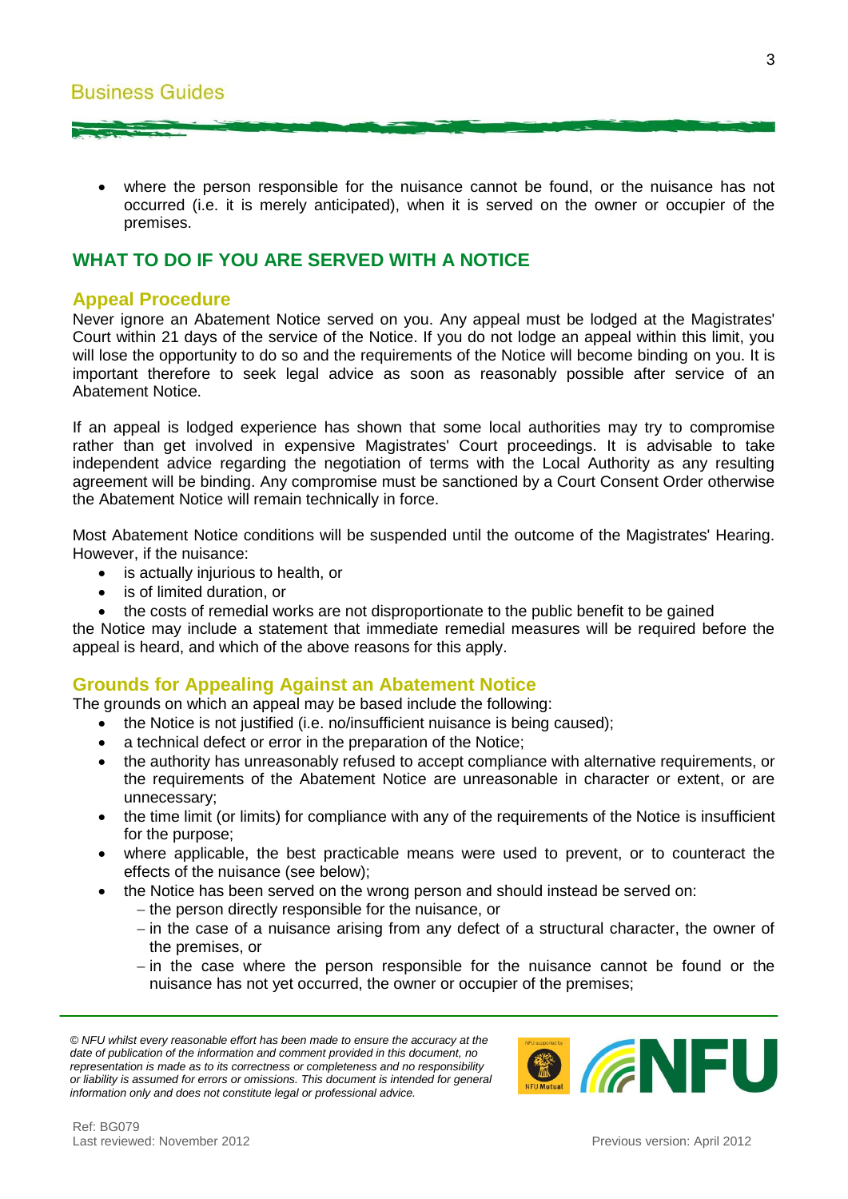- where the person responsible for the nuisance cannot be found, or the nuisance has not occurred (i.e. it is merely anticipated), when it is served on the owner or occupier of the premises.

## WHAT TO DO IF YOU ARE SERVED WITH A NOTICE

### Appeal Procedure

Never ignore an Abatement Notice served on you. Any appeal must be lodged at the Magistrates' Court within 21 days of the service of the Notice. If you do not lodge an appeal within this limit, you will lose the opportunity to do so and the requirements of the Notice will become binding on you. It is important therefore to seek legal advice as soon as reasonably possible after service of an Abatement Notice.

If an appeal is lodged experience has shown that some local authorities may try to compromise rather than get involved in expensive Magistrates' Court proceedings. It is advisable to take independent advice regarding the negotiation of terms with the Local Authority as any resulting agreement will be binding. Any compromise must be sanctioned by a Court Consent Order otherwise the Abatement Notice will remain technically in force.

Most Abatement Notice conditions will be suspended until the outcome of the Magistrates' Hearing. However, if the nuisance:

- is actually injurious to health, or
- is of limited duration, or
- the costs of remedial works are not disproportionate to the public benefit to be gained

the Notice may include a statement that immediate remedial measures will be required before the appeal is heard, and which of the above reasons for this apply.

### Grounds for Appealing Against an Abatement Notice

The grounds on which an appeal may be based include the following:

- the Notice is not justified (i.e. no/insufficient nuisance is being caused);
- a technical defect or error in the preparation of the Notice;
- the authority has unreasonably refused to accept compliance with alternative requirements, or the requirements of the Abatement Notice are unreasonable in character or extent, or are unnecessary;
- the time limit (or limits) for compliance with any of the requirements of the Notice is insufficient for the purpose;
- where applicable, the best practicable means were used to prevent, or to counteract the effects of the nuisance (see below);
- the Notice has been served on the wrong person and should instead be served on:
  - the person directly responsible for the nuisance, or
  - in the case of a nuisance arising from any defect of a structural character, the owner of the premises, or
  - in the case where the person responsible for the nuisance cannot be found or the nuisance has not yet occurred, the owner or occupier of the premises;

*© NFU whilst every reasonable effort has been made to ensure the accuracy at the date of publication of the information and comment provided in this document, no representation is made as to its correctness or completeness and no responsibility or liability is assumed for errors or omissions. This document is intended for general information only and does not constitute legal or professional advice.*

Ref: BG079
Last reviewed: November 2012
Previous version: April 2012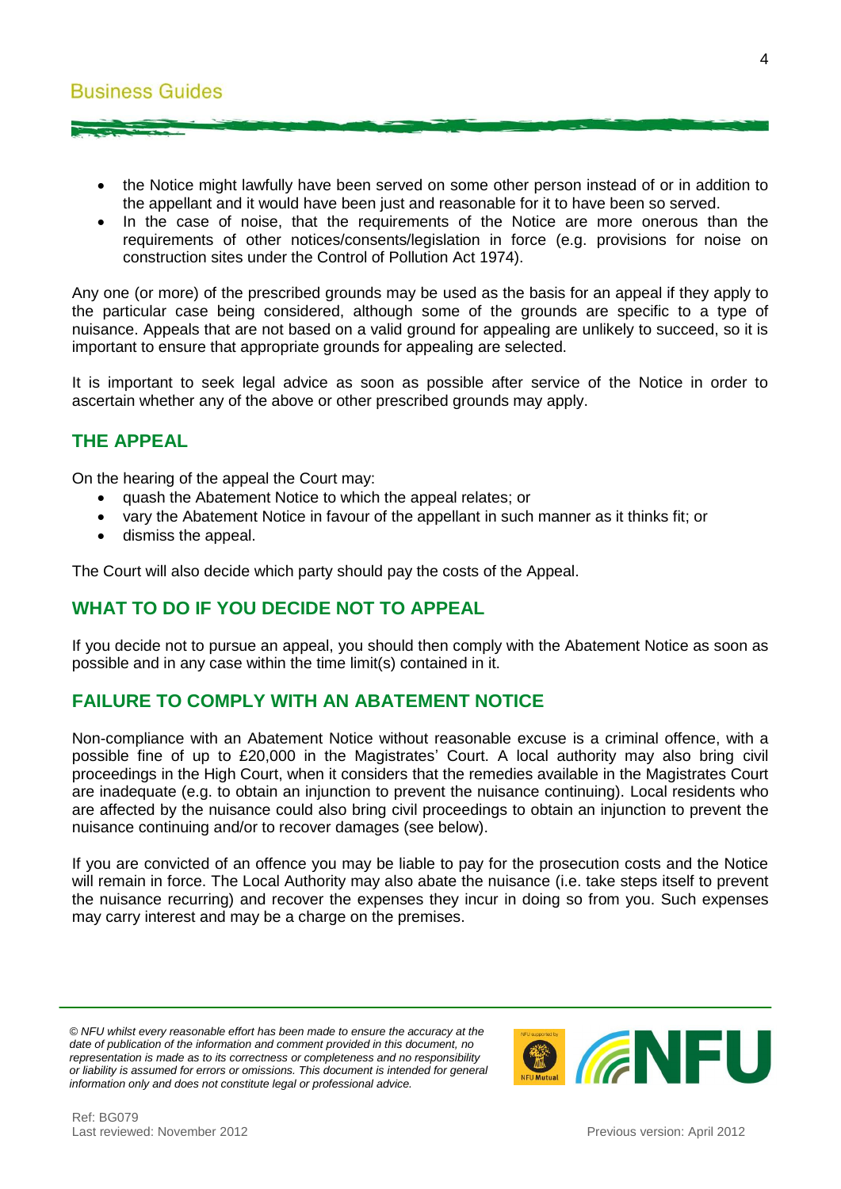- the Notice might lawfully have been served on some other person instead of or in addition to the appellant and it would have been just and reasonable for it to have been so served.
- In the case of noise, that the requirements of the Notice are more onerous than the requirements of other notices/consents/legislation in force (e.g. provisions for noise on construction sites under the Control of Pollution Act 1974).

Any one (or more) of the prescribed grounds may be used as the basis for an appeal if they apply to the particular case being considered, although some of the grounds are specific to a type of nuisance. Appeals that are not based on a valid ground for appealing are unlikely to succeed, so it is important to ensure that appropriate grounds for appealing are selected.

It is important to seek legal advice as soon as possible after service of the Notice in order to ascertain whether any of the above or other prescribed grounds may apply.

## THE APPEAL

On the hearing of the appeal the Court may:

- quash the Abatement Notice to which the appeal relates; or
- vary the Abatement Notice in favour of the appellant in such manner as it thinks fit; or
- dismiss the appeal.

The Court will also decide which party should pay the costs of the Appeal.

## WHAT TO DO IF YOU DECIDE NOT TO APPEAL

If you decide not to pursue an appeal, you should then comply with the Abatement Notice as soon as possible and in any case within the time limit(s) contained in it.

## FAILURE TO COMPLY WITH AN ABATEMENT NOTICE

Non-compliance with an Abatement Notice without reasonable excuse is a criminal offence, with a possible fine of up to £20,000 in the Magistrates' Court. A local authority may also bring civil proceedings in the High Court, when it considers that the remedies available in the Magistrates Court are inadequate (e.g. to obtain an injunction to prevent the nuisance continuing). Local residents who are affected by the nuisance could also bring civil proceedings to obtain an injunction to prevent the nuisance continuing and/or to recover damages (see below).

If you are convicted of an offence you may be liable to pay for the prosecution costs and the Notice will remain in force. The Local Authority may also abate the nuisance (i.e. take steps itself to prevent the nuisance recurring) and recover the expenses they incur in doing so from you. Such expenses may carry interest and may be a charge on the premises.

*© NFU whilst every reasonable effort has been made to ensure the accuracy at the date of publication of the information and comment provided in this document, no representation is made as to its correctness or completeness and no responsibility or liability is assumed for errors or omissions. This document is intended for general information only and does not constitute legal or professional advice.*

Ref: BG079
Last reviewed: November 2012

Previous version: April 2012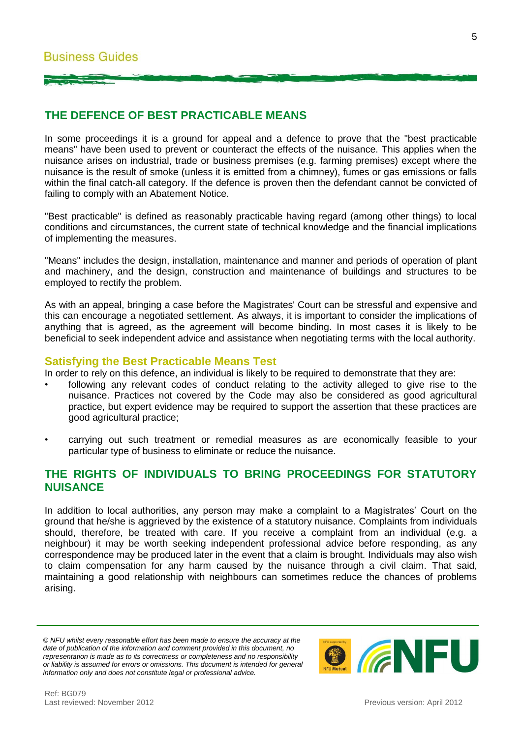## THE DEFENCE OF BEST PRACTICABLE MEANS

In some proceedings it is a ground for appeal and a defence to prove that the "best practicable means" have been used to prevent or counteract the effects of the nuisance. This applies when the nuisance arises on industrial, trade or business premises (e.g. farming premises) except where the nuisance is the result of smoke (unless it is emitted from a chimney), fumes or gas emissions or falls within the final catch-all category. If the defence is proven then the defendant cannot be convicted of failing to comply with an Abatement Notice.

"Best practicable" is defined as reasonably practicable having regard (among other things) to local conditions and circumstances, the current state of technical knowledge and the financial implications of implementing the measures.

"Means" includes the design, installation, maintenance and manner and periods of operation of plant and machinery, and the design, construction and maintenance of buildings and structures to be employed to rectify the problem.

As with an appeal, bringing a case before the Magistrates' Court can be stressful and expensive and this can encourage a negotiated settlement. As always, it is important to consider the implications of anything that is agreed, as the agreement will become binding. In most cases it is likely to be beneficial to seek independent advice and assistance when negotiating terms with the local authority.

### Satisfying the Best Practicable Means Test

In order to rely on this defence, an individual is likely to be required to demonstrate that they are:

- following any relevant codes of conduct relating to the activity alleged to give rise to the nuisance. Practices not covered by the Code may also be considered as good agricultural practice, but expert evidence may be required to support the assertion that these practices are good agricultural practice;
- carrying out such treatment or remedial measures as are economically feasible to your particular type of business to eliminate or reduce the nuisance.

## THE RIGHTS OF INDIVIDUALS TO BRING PROCEEDINGS FOR STATUTORY NUISANCE

In addition to local authorities, any person may make a complaint to a Magistrates' Court on the ground that he/she is aggrieved by the existence of a statutory nuisance. Complaints from individuals should, therefore, be treated with care. If you receive a complaint from an individual (e.g. a neighbour) it may be worth seeking independent professional advice before responding, as any correspondence may be produced later in the event that a claim is brought. Individuals may also wish to claim compensation for any harm caused by the nuisance through a civil claim. That said, maintaining a good relationship with neighbours can sometimes reduce the chances of problems arising.

*© NFU whilst every reasonable effort has been made to ensure the accuracy at the date of publication of the information and comment provided in this document, no representation is made as to its correctness or completeness and no responsibility or liability is assumed for errors or omissions. This document is intended for general information only and does not constitute legal or professional advice.*

Ref: BG079
Last reviewed: November 2012

Previous version: April 2012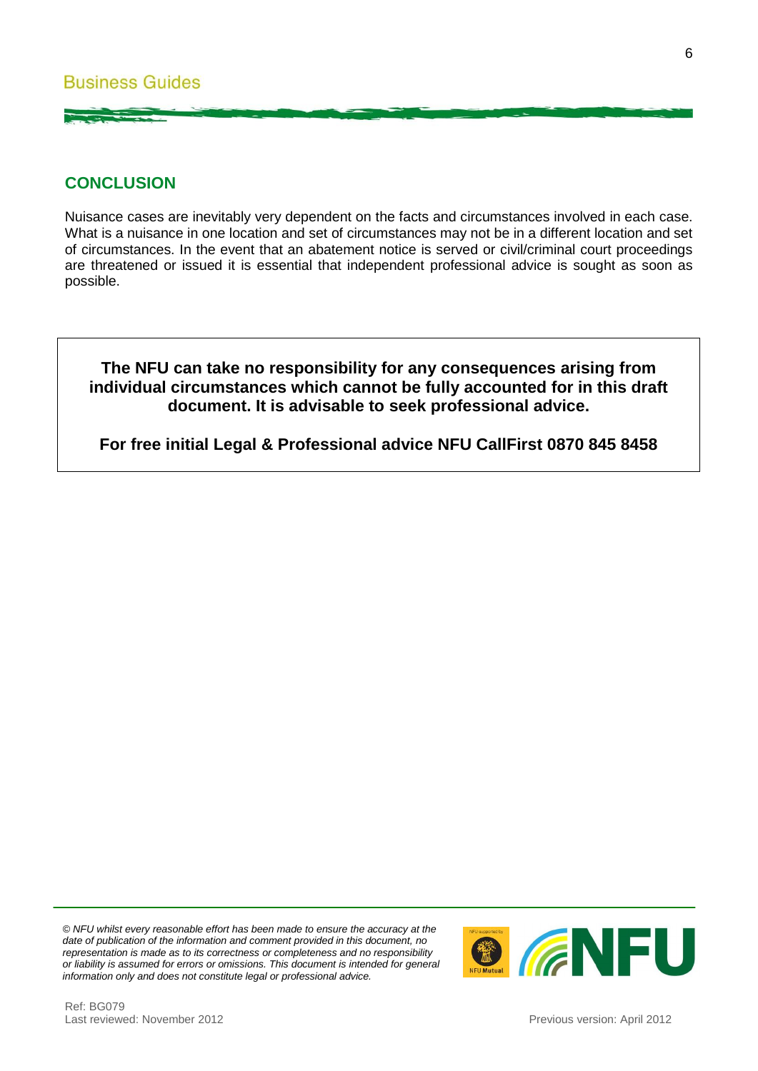## CONCLUSION

Nuisance cases are inevitably very dependent on the facts and circumstances involved in each case. What is a nuisance in one location and set of circumstances may not be in a different location and set of circumstances. In the event that an abatement notice is served or civil/criminal court proceedings are threatened or issued it is essential that independent professional advice is sought as soon as possible.

**The NFU can take no responsibility for any consequences arising from individual circumstances which cannot be fully accounted for in this draft document. It is advisable to seek professional advice.**

**For free initial Legal & Professional advice NFU CallFirst 0870 845 8458**

*© NFU whilst every reasonable effort has been made to ensure the accuracy at the date of publication of the information and comment provided in this document, no representation is made as to its correctness or completeness and no responsibility or liability is assumed for errors or omissions. This document is intended for general information only and does not constitute legal or professional advice.*

Ref: BG079
Last reviewed: November 2012

Previous version: April 2012